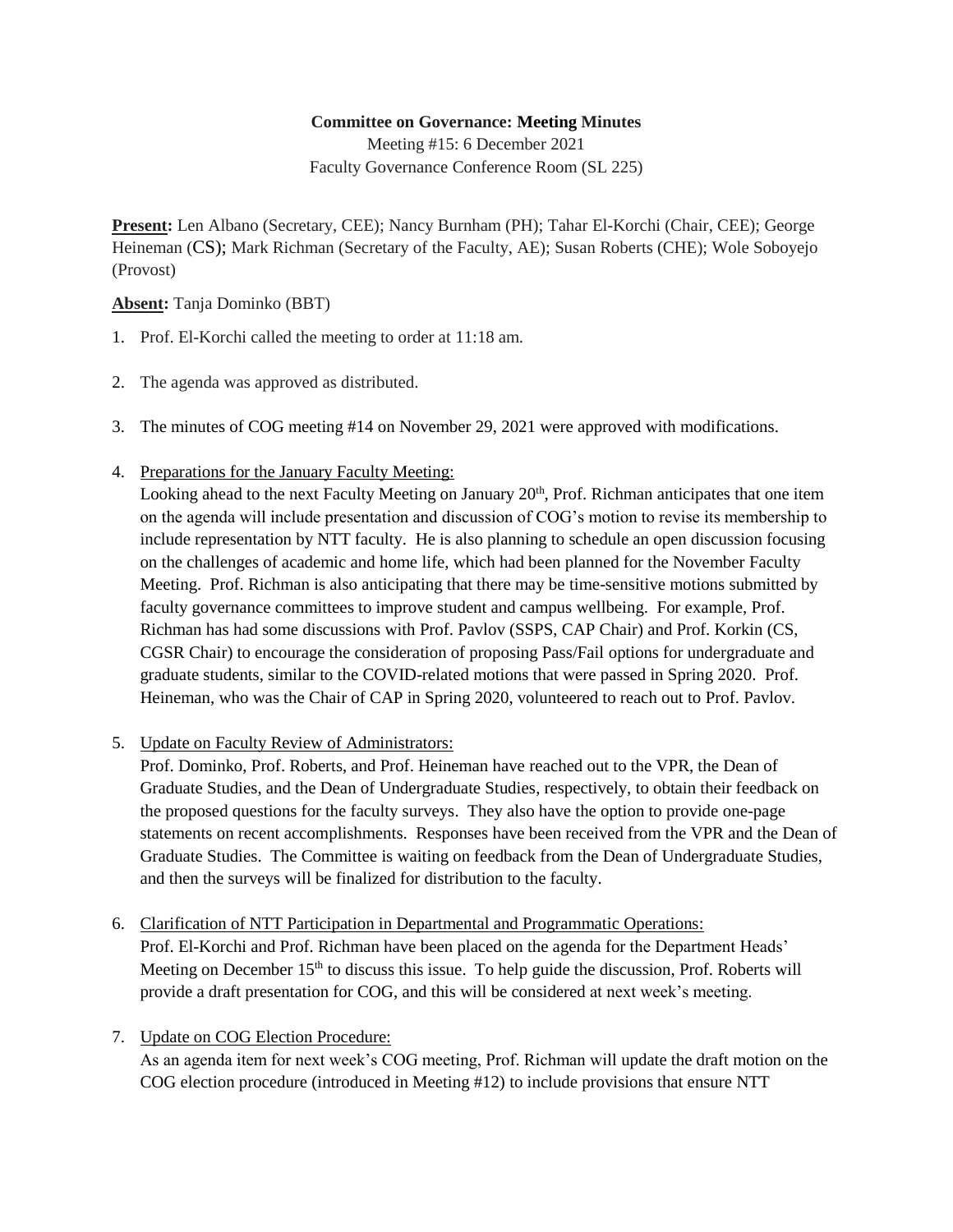**Committee on Governance: Meeting Minutes**

Meeting #15: 6 December 2021

Faculty Governance Conference Room (SL 225)

**Present:** Len Albano (Secretary, CEE); Nancy Burnham (PH); Tahar El-Korchi (Chair, CEE); George Heineman (CS); Mark Richman (Secretary of the Faculty, AE); Susan Roberts (CHE); Wole Soboyejo (Provost)

**Absent:** Tanja Dominko (BBT)

1. Prof. El-Korchi called the meeting to order at 11:18 am.

2. The agenda was approved as distributed.

3. The minutes of COG meeting #14 on November 29, 2021 were approved with modifications.

4. Preparations for the January Faculty Meeting:
   Looking ahead to the next Faculty Meeting on January 20th, Prof. Richman anticipates that one item on the agenda will include presentation and discussion of COG's motion to revise its membership to include representation by NTT faculty. He is also planning to schedule an open discussion focusing on the challenges of academic and home life, which had been planned for the November Faculty Meeting. Prof. Richman is also anticipating that there may be time-sensitive motions submitted by faculty governance committees to improve student and campus wellbeing. For example, Prof. Richman has had some discussions with Prof. Pavlov (SSPS, CAP Chair) and Prof. Korkin (CS, CGSR Chair) to encourage the consideration of proposing Pass/Fail options for undergraduate and graduate students, similar to the COVID-related motions that were passed in Spring 2020. Prof. Heineman, who was the Chair of CAP in Spring 2020, volunteered to reach out to Prof. Pavlov.

5. Update on Faculty Review of Administrators:
   Prof. Dominko, Prof. Roberts, and Prof. Heineman have reached out to the VPR, the Dean of Graduate Studies, and the Dean of Undergraduate Studies, respectively, to obtain their feedback on the proposed questions for the faculty surveys. They also have the option to provide one-page statements on recent accomplishments. Responses have been received from the VPR and the Dean of Graduate Studies. The Committee is waiting on feedback from the Dean of Undergraduate Studies, and then the surveys will be finalized for distribution to the faculty.

6. Clarification of NTT Participation in Departmental and Programmatic Operations:
   Prof. El-Korchi and Prof. Richman have been placed on the agenda for the Department Heads' Meeting on December 15th to discuss this issue. To help guide the discussion, Prof. Roberts will provide a draft presentation for COG, and this will be considered at next week's meeting.

7. Update on COG Election Procedure:
   As an agenda item for next week's COG meeting, Prof. Richman will update the draft motion on the COG election procedure (introduced in Meeting #12) to include provisions that ensure NTT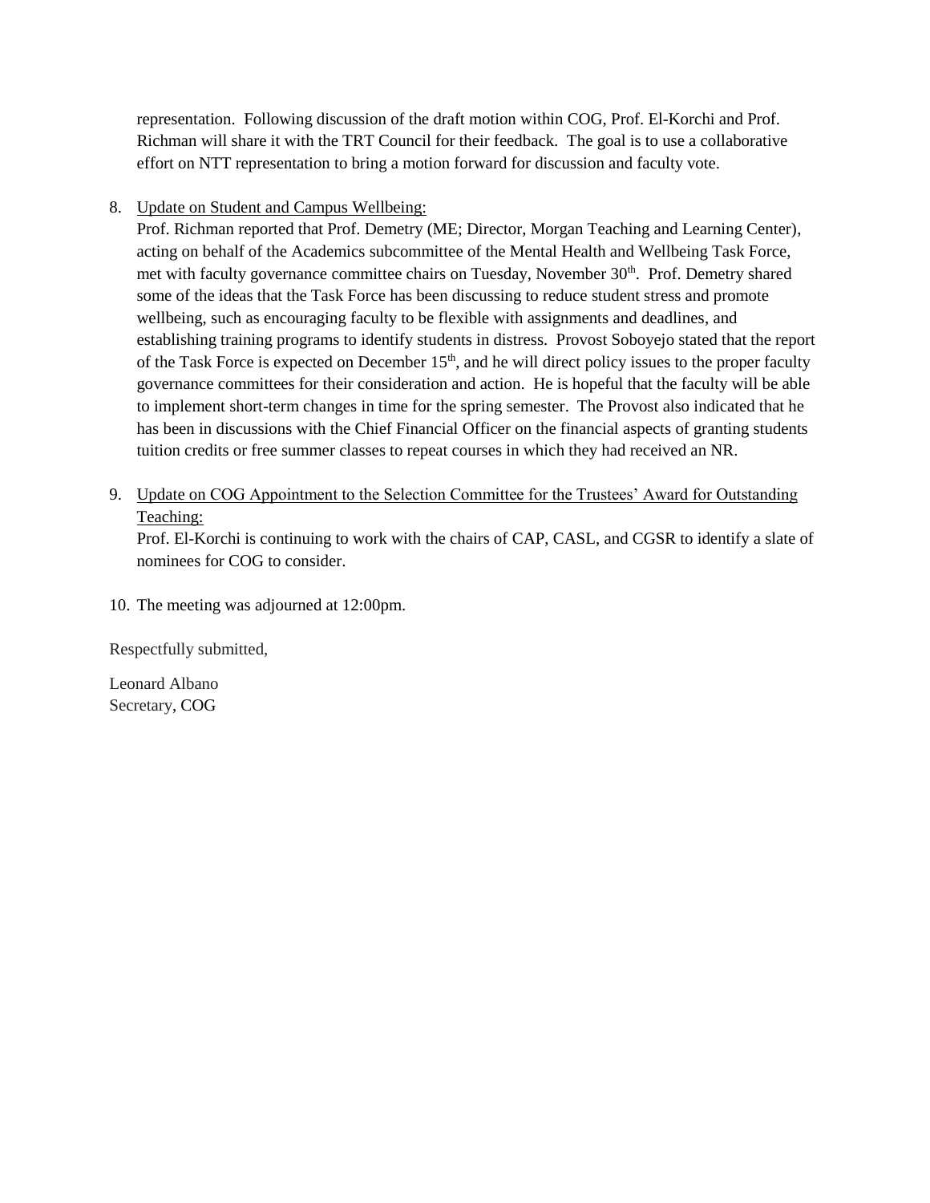representation. Following discussion of the draft motion within COG, Prof. El-Korchi and Prof. Richman will share it with the TRT Council for their feedback. The goal is to use a collaborative effort on NTT representation to bring a motion forward for discussion and faculty vote.

8. Update on Student and Campus Wellbeing:
   Prof. Richman reported that Prof. Demetry (ME; Director, Morgan Teaching and Learning Center), acting on behalf of the Academics subcommittee of the Mental Health and Wellbeing Task Force, met with faculty governance committee chairs on Tuesday, November 30th. Prof. Demetry shared some of the ideas that the Task Force has been discussing to reduce student stress and promote wellbeing, such as encouraging faculty to be flexible with assignments and deadlines, and establishing training programs to identify students in distress. Provost Soboyejo stated that the report of the Task Force is expected on December 15th, and he will direct policy issues to the proper faculty governance committees for their consideration and action. He is hopeful that the faculty will be able to implement short-term changes in time for the spring semester. The Provost also indicated that he has been in discussions with the Chief Financial Officer on the financial aspects of granting students tuition credits or free summer classes to repeat courses in which they had received an NR.

9. Update on COG Appointment to the Selection Committee for the Trustees' Award for Outstanding Teaching:
   Prof. El-Korchi is continuing to work with the chairs of CAP, CASL, and CGSR to identify a slate of nominees for COG to consider.

10. The meeting was adjourned at 12:00pm.

Respectfully submitted,

Leonard Albano
Secretary, COG